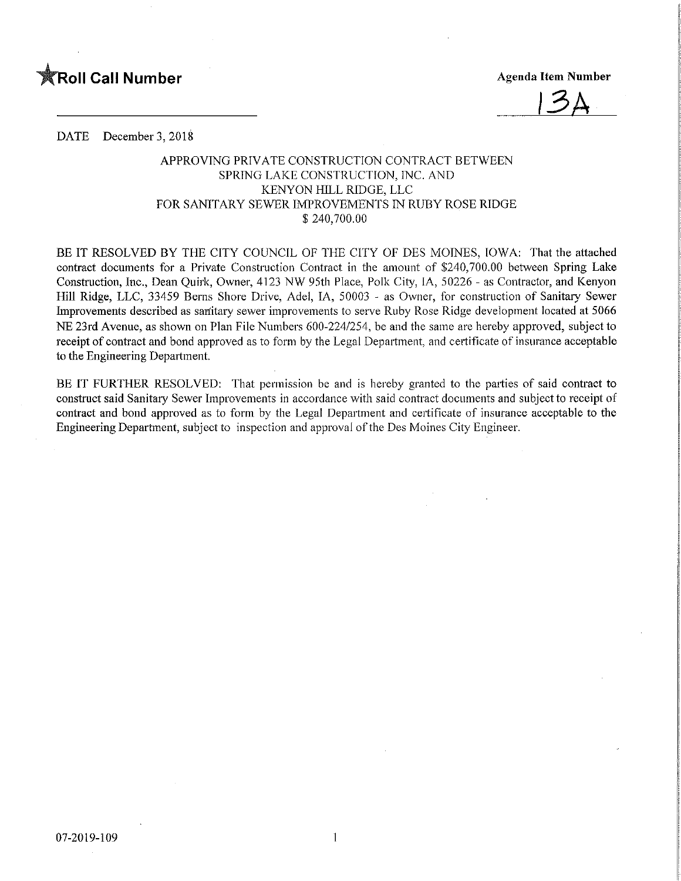**Roll Call Number**

**Agenda Item Number**

13A

DATE December 3, 2018

APPROVING PRIVATE CONSTRUCTION CONTRACT BETWEEN
SPRING LAKE CONSTRUCTION, INC. AND
KENYON HILL RIDGE, LLC
FOR SANITARY SEWER IMPROVEMENTS IN RUBY ROSE RIDGE
$ 240,700.00

BE IT RESOLVED BY THE CITY COUNCIL OF THE CITY OF DES MOINES, IOWA: That the attached contract documents for a Private Construction Contract in the amount of $240,700.00 between Spring Lake Construction, Inc., Dean Quirk, Owner, 4123 NW 95th Place, Polk City, IA, 50226 - as Contractor, and Kenyon Hill Ridge, LLC, 33459 Berns Shore Drive, Adel, IA, 50003 - as Owner, for construction of Sanitary Sewer Improvements described as sanitary sewer improvements to serve Ruby Rose Ridge development located at 5066 NE 23rd Avenue, as shown on Plan File Numbers 600-224/254, be and the same are hereby approved, subject to receipt of contract and bond approved as to form by the Legal Department, and certificate of insurance acceptable to the Engineering Department.

BE IT FURTHER RESOLVED: That permission be and is hereby granted to the parties of said contract to construct said Sanitary Sewer Improvements in accordance with said contract documents and subject to receipt of contract and bond approved as to form by the Legal Department and certificate of insurance acceptable to the Engineering Department, subject to inspection and approval of the Des Moines City Engineer.

07-2019-109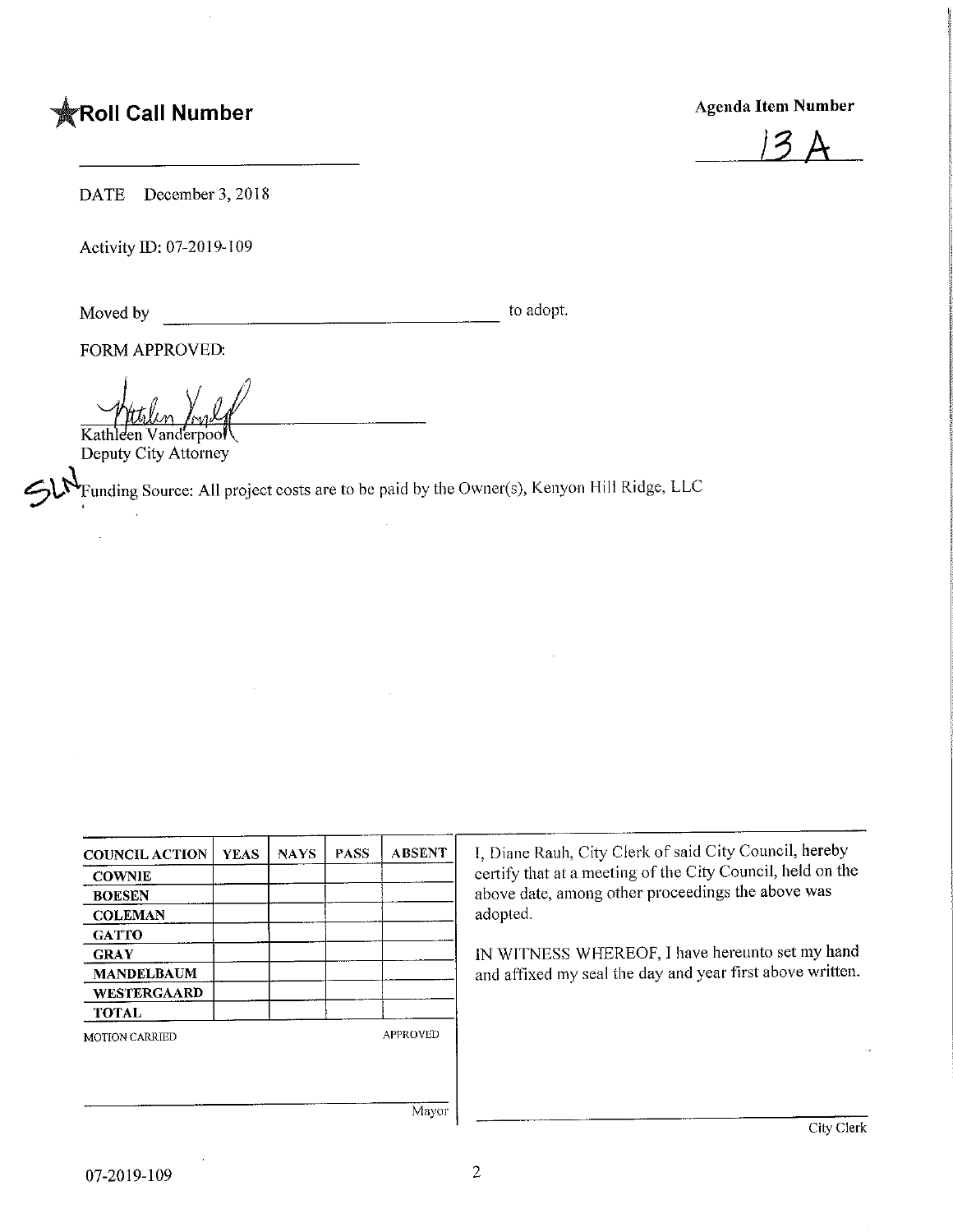**★Roll Call Number**

________________________

**Agenda Item Number**

13 A

DATE December 3, 2018

Activity ID: 07-2019-109

Moved by ______________________________ to adopt.

FORM APPROVED:

Kathleen Vanderpool
Deputy City Attorney

SLN Funding Source: All project costs are to be paid by the Owner(s), Kenyon Hill Ridge, LLC

| COUNCIL ACTION | YEAS | NAYS | PASS | ABSENT |
|---|---|---|---|---|
| COWNIE | | | | |
| BOESEN | | | | |
| COLEMAN | | | | |
| GATTO | | | | |
| GRAY | | | | |
| MANDELBAUM | | | | |
| WESTERGAARD | | | | |
| TOTAL | | | | |

MOTION CARRIED APPROVED

________________________ Mayor

I, Diane Rauh, City Clerk of said City Council, hereby certify that at a meeting of the City Council, held on the above date, among other proceedings the above was adopted.

IN WITNESS WHEREOF, I have hereunto set my hand and affixed my seal the day and year first above written.

________________________ City Clerk

07-2019-109